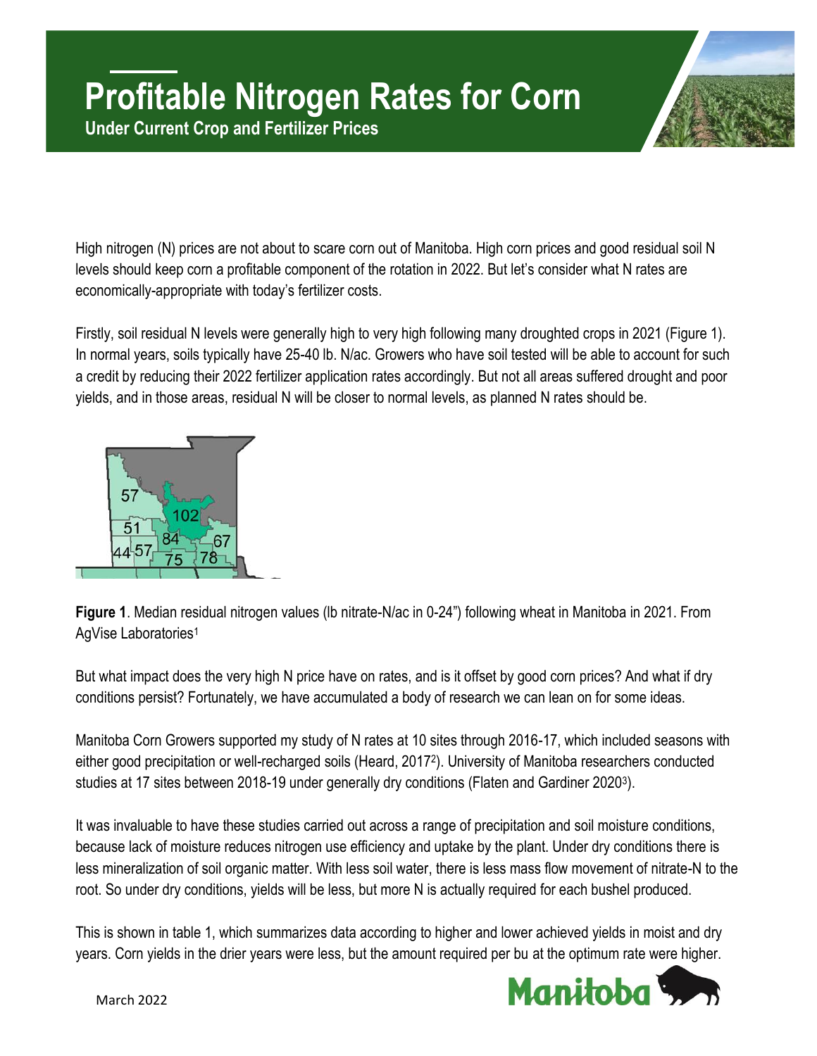# Profitable Nitrogen Rates for Corn

**Under Current Crop and Fertilizer Prices**

High nitrogen (N) prices are not about to scare corn out of Manitoba. High corn prices and good residual soil N levels should keep corn a profitable component of the rotation in 2022. But let's consider what N rates are economically-appropriate with today's fertilizer costs.

Firstly, soil residual N levels were generally high to very high following many droughted crops in 2021 (Figure 1). In normal years, soils typically have 25-40 lb. N/ac. Growers who have soil tested will be able to account for such a credit by reducing their 2022 fertilizer application rates accordingly. But not all areas suffered drought and poor yields, and in those areas, residual N will be closer to normal levels, as planned N rates should be.

**Figure 1**. Median residual nitrogen values (lb nitrate-N/ac in 0-24") following wheat in Manitoba in 2021. From AgVise Laboratories[1]

But what impact does the very high N price have on rates, and is it offset by good corn prices? And what if dry conditions persist? Fortunately, we have accumulated a body of research we can lean on for some ideas.

Manitoba Corn Growers supported my study of N rates at 10 sites through 2016-17, which included seasons with either good precipitation or well-recharged soils (Heard, 2017[2]). University of Manitoba researchers conducted studies at 17 sites between 2018-19 under generally dry conditions (Flaten and Gardiner 2020[3]).

It was invaluable to have these studies carried out across a range of precipitation and soil moisture conditions, because lack of moisture reduces nitrogen use efficiency and uptake by the plant. Under dry conditions there is less mineralization of soil organic matter. With less soil water, there is less mass flow movement of nitrate-N to the root. So under dry conditions, yields will be less, but more N is actually required for each bushel produced.

This is shown in table 1, which summarizes data according to higher and lower achieved yields in moist and dry years. Corn yields in the drier years were less, but the amount required per bu at the optimum rate were higher.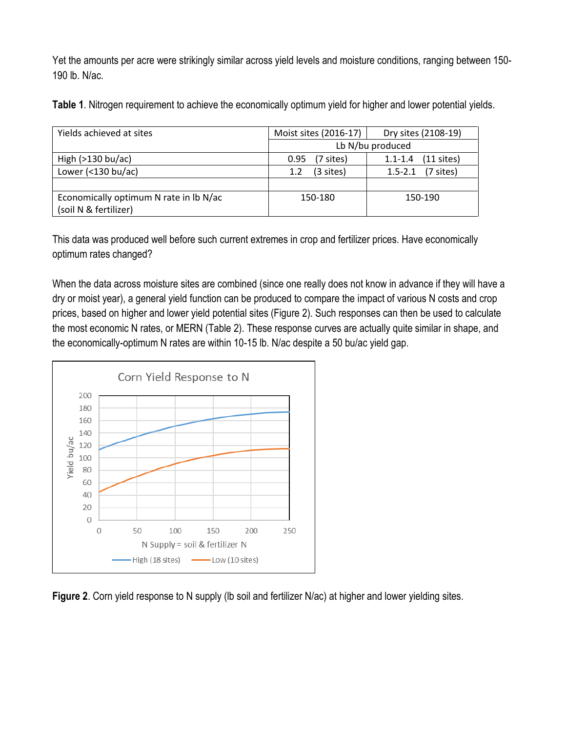Yet the amounts per acre were strikingly similar across yield levels and moisture conditions, ranging between 150-190 lb. N/ac.

**Table 1**. Nitrogen requirement to achieve the economically optimum yield for higher and lower potential yields.

| Yields achieved at sites | Moist sites (2016-17) | Dry sites (2108-19) |
|---|---|---|
| | Lb N/bu produced | |
| High (>130 bu/ac) | 0.95 (7 sites) | 1.1-1.4 (11 sites) |
| Lower (<130 bu/ac) | 1.2 (3 sites) | 1.5-2.1 (7 sites) |
| | | |
| Economically optimum N rate in lb N/ac (soil N & fertilizer) | 150-180 | 150-190 |

This data was produced well before such current extremes in crop and fertilizer prices. Have economically optimum rates changed?

When the data across moisture sites are combined (since one really does not know in advance if they will have a dry or moist year), a general yield function can be produced to compare the impact of various N costs and crop prices, based on higher and lower yield potential sites (Figure 2). Such responses can then be used to calculate the most economic N rates, or MERN (Table 2). These response curves are actually quite similar in shape, and the economically-optimum N rates are within 10-15 lb. N/ac despite a 50 bu/ac yield gap.

**Figure 2**. Corn yield response to N supply (lb soil and fertilizer N/ac) at higher and lower yielding sites.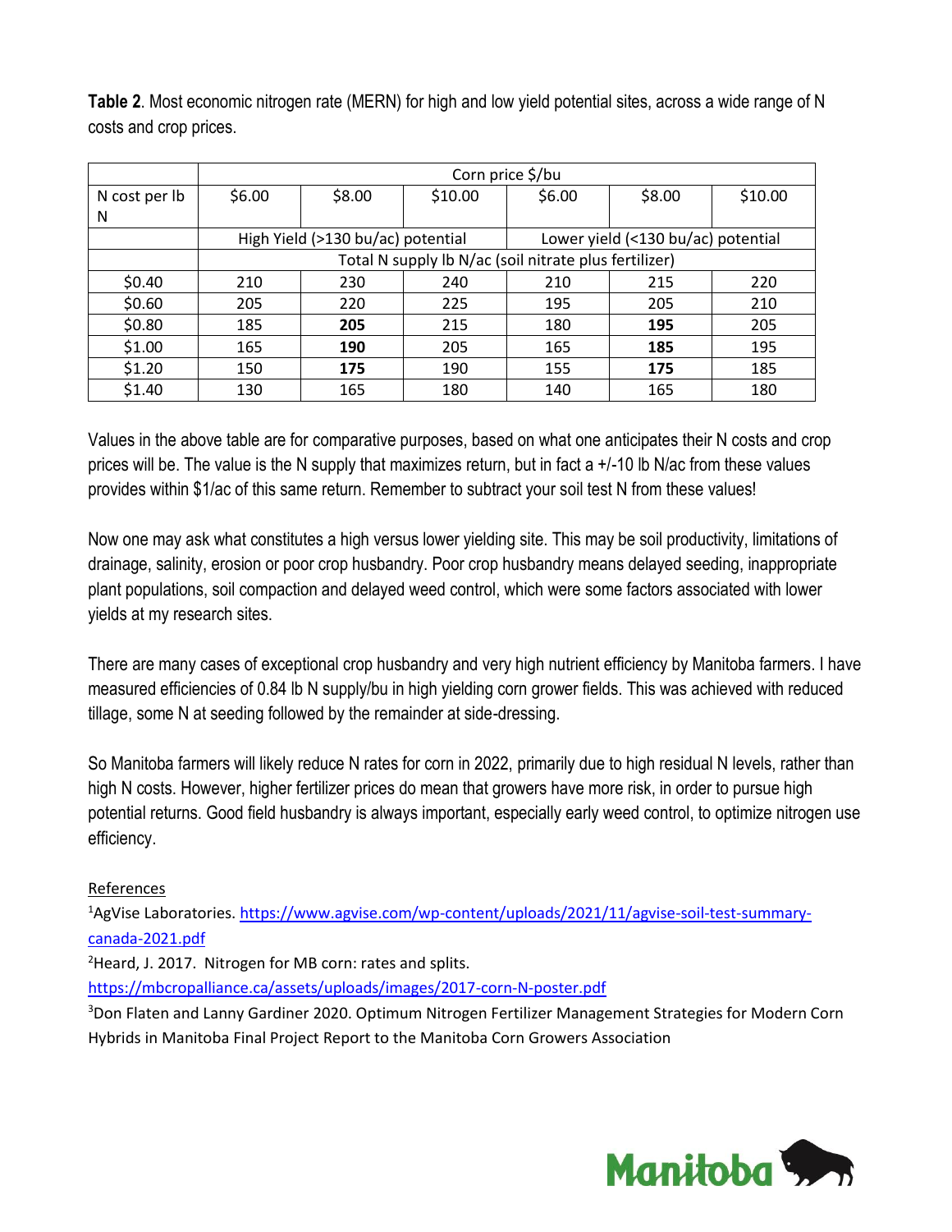**Table 2**. Most economic nitrogen rate (MERN) for high and low yield potential sites, across a wide range of N costs and crop prices.

| | Corn price $/bu | | | | | |
|---|---|---|---|---|---|---|
| N cost per lb N | $6.00 | $8.00 | $10.00 | $6.00 | $8.00 | $10.00 |
| | High Yield (>130 bu/ac) potential | | | Lower yield (<130 bu/ac) potential | | |
| | Total N supply lb N/ac (soil nitrate plus fertilizer) | | | | | |
| $0.40 | 210 | 230 | 240 | 210 | 215 | 220 |
| $0.60 | 205 | 220 | 225 | 195 | 205 | 210 |
| $0.80 | 185 | **205** | 215 | 180 | **195** | 205 |
| $1.00 | 165 | **190** | 205 | 165 | **185** | 195 |
| $1.20 | 150 | **175** | 190 | 155 | **175** | 185 |
| $1.40 | 130 | 165 | 180 | 140 | 165 | 180 |

Values in the above table are for comparative purposes, based on what one anticipates their N costs and crop prices will be. The value is the N supply that maximizes return, but in fact a +/-10 lb N/ac from these values provides within $1/ac of this same return. Remember to subtract your soil test N from these values!

Now one may ask what constitutes a high versus lower yielding site. This may be soil productivity, limitations of drainage, salinity, erosion or poor crop husbandry. Poor crop husbandry means delayed seeding, inappropriate plant populations, soil compaction and delayed weed control, which were some factors associated with lower yields at my research sites.

There are many cases of exceptional crop husbandry and very high nutrient efficiency by Manitoba farmers. I have measured efficiencies of 0.84 lb N supply/bu in high yielding corn grower fields. This was achieved with reduced tillage, some N at seeding followed by the remainder at side-dressing.

So Manitoba farmers will likely reduce N rates for corn in 2022, primarily due to high residual N levels, rather than high N costs. However, higher fertilizer prices do mean that growers have more risk, in order to pursue high potential returns. Good field husbandry is always important, especially early weed control, to optimize nitrogen use efficiency.

References

[1]AgVise Laboratories. https://www.agvise.com/wp-content/uploads/2021/11/agvise-soil-test-summary-canada-2021.pdf

[2]Heard, J. 2017. Nitrogen for MB corn: rates and splits. https://mbcropalliance.ca/assets/uploads/images/2017-corn-N-poster.pdf

[3]Don Flaten and Lanny Gardiner 2020. Optimum Nitrogen Fertilizer Management Strategies for Modern Corn Hybrids in Manitoba Final Project Report to the Manitoba Corn Growers Association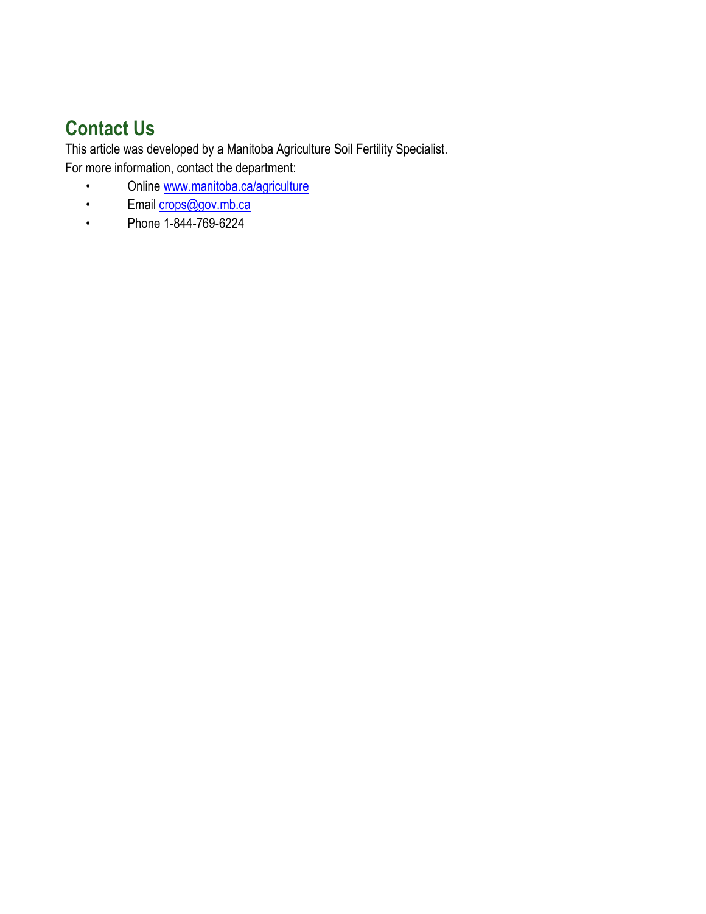## Contact Us

This article was developed by a Manitoba Agriculture Soil Fertility Specialist.
For more information, contact the department:

- Online [www.manitoba.ca/agriculture](www.manitoba.ca/agriculture)
- Email [crops@gov.mb.ca](mailto:crops@gov.mb.ca)
- Phone 1-844-769-6224